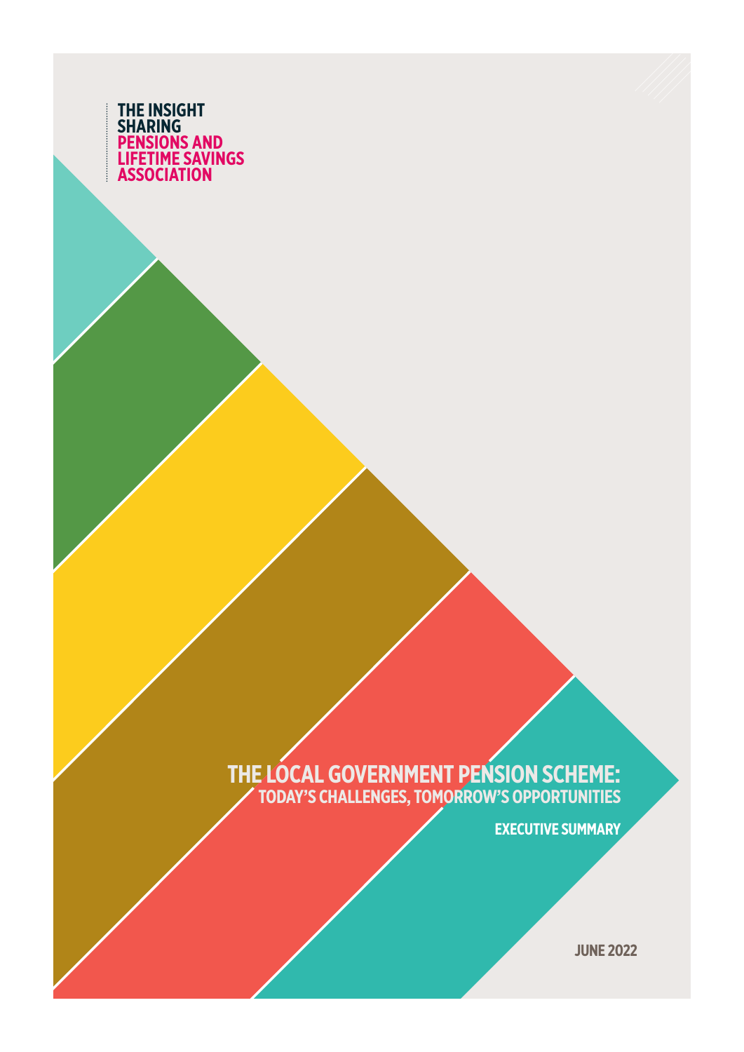THE INSIGHT SHARING
PENSIONS AND LIFETIME SAVINGS ASSOCIATION

# THE LOCAL GOVERNMENT PENSION SCHEME:

## TODAY'S CHALLENGES, TOMORROW'S OPPORTUNITIES

**EXECUTIVE SUMMARY**

**JUNE 2022**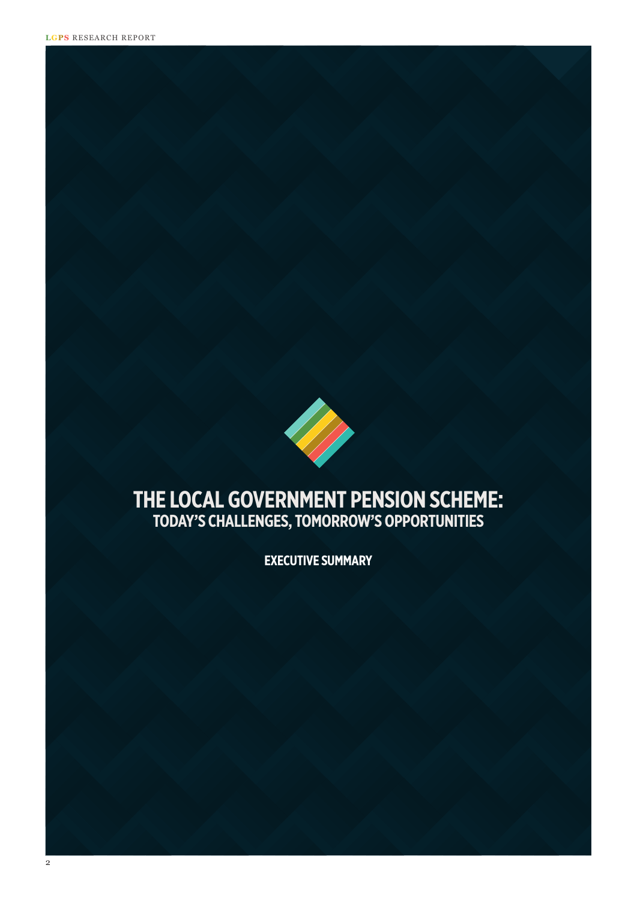# THE LOCAL GOVERNMENT PENSION SCHEME:
## TODAY'S CHALLENGES, TOMORROW'S OPPORTUNITIES

### EXECUTIVE SUMMARY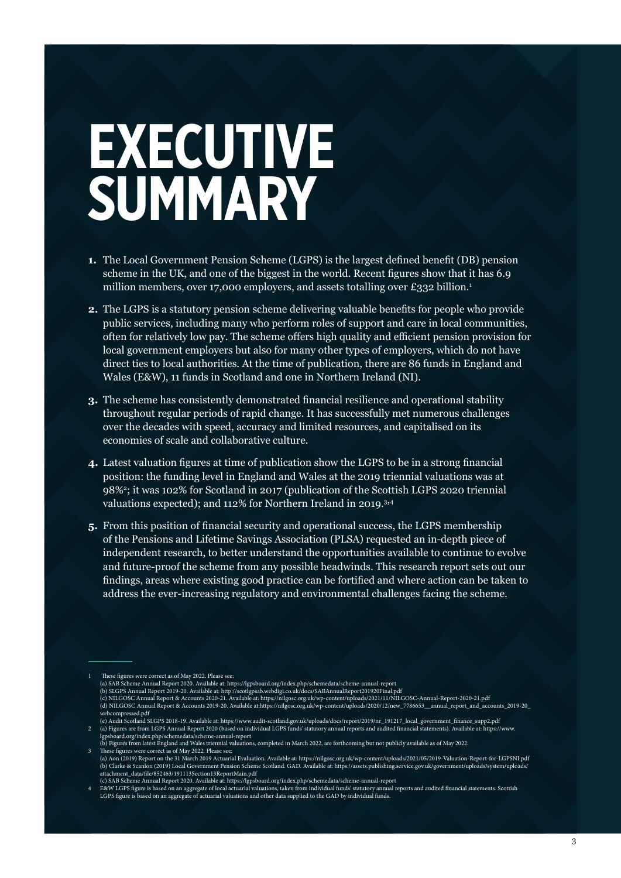# EXECUTIVE SUMMARY

1. The Local Government Pension Scheme (LGPS) is the largest defined benefit (DB) pension scheme in the UK, and one of the biggest in the world. Recent figures show that it has 6.9 million members, over 17,000 employers, and assets totalling over £332 billion.[1]

2. The LGPS is a statutory pension scheme delivering valuable benefits for people who provide public services, including many who perform roles of support and care in local communities, often for relatively low pay. The scheme offers high quality and efficient pension provision for local government employers but also for many other types of employers, which do not have direct ties to local authorities. At the time of publication, there are 86 funds in England and Wales (E&W), 11 funds in Scotland and one in Northern Ireland (NI).

3. The scheme has consistently demonstrated financial resilience and operational stability throughout regular periods of rapid change. It has successfully met numerous challenges over the decades with speed, accuracy and limited resources, and capitalised on its economies of scale and collaborative culture.

4. Latest valuation figures at time of publication show the LGPS to be in a strong financial position: the funding level in England and Wales at the 2019 triennial valuations was at 98%[2]; it was 102% for Scotland in 2017 (publication of the Scottish LGPS 2020 triennial valuations expected); and 112% for Northern Ireland in 2019.[3,4]

5. From this position of financial security and operational success, the LGPS membership of the Pensions and Lifetime Savings Association (PLSA) requested an in-depth piece of independent research, to better understand the opportunities available to continue to evolve and future-proof the scheme from any possible headwinds. This research report sets out our findings, areas where existing good practice can be fortified and where action can be taken to address the ever-increasing regulatory and environmental challenges facing the scheme.

---

1 These figures were correct as of May 2022. Please see:
(a) SAB Scheme Annual Report 2020. Available at: https://lgpsboard.org/index.php/schemedata/scheme-annual-report
(b) SLGPS Annual Report 2019-20. Available at: http://scotlgpsab.webdigi.co.uk/docs/SABAnnualReport201920Final.pdf
(c) NILGOSC Annual Report & Accounts 2020-21. Available at: https://nilgosc.org.uk/wp-content/uploads/2021/11/NILGOSC-Annual-Report-2020-21.pdf
(d) NILGOSC Annual Report & Accounts 2019-20. Available at:https://nilgosc.org.uk/wp-content/uploads/2020/12/new_7786653__annual_report_and_accounts_2019-20_webcompressed.pdf
(e) Audit Scotland SLGPS 2018-19. Available at: https://www.audit-scotland.gov.uk/uploads/docs/report/2019/nr_191217_local_government_finance_supp2.pdf

2 (a) Figures are from LGPS Annual Report 2020 (based on individual LGPS funds' statutory annual reports and audited financial statements). Available at: https://www.lgpsboard.org/index.php/schemedata/scheme-annual-report
(b) Figures from latest England and Wales triennial valuations, completed in March 2022, are forthcoming but not publicly available as of May 2022.

3 These figures were correct as of May 2022. Please see:
(a) Aon (2019) Report on the 31 March 2019 Actuarial Evaluation. Available at: https://nilgosc.org.uk/wp-content/uploads/2021/05/2019-Valuation-Report-for-LGPSNI.pdf
(b) Clarke & Scanlon (2019) Local Government Pension Scheme Scotland. GAD. Available at: https://assets.publishing.service.gov.uk/government/uploads/system/uploads/attachment_data/file/852463/191113Section13ReportMain.pdf
(c) SAB Scheme Annual Report 2020. Available at: https://lgpsboard.org/index.php/schemedata/scheme-annual-report

4 E&W LGPS figure is based on an aggregate of local actuarial valuations, taken from individual funds' statutory annual reports and audited financial statements. Scottish LGPS figure is based on an aggregate of actuarial valuations and other data supplied to the GAD by individual funds.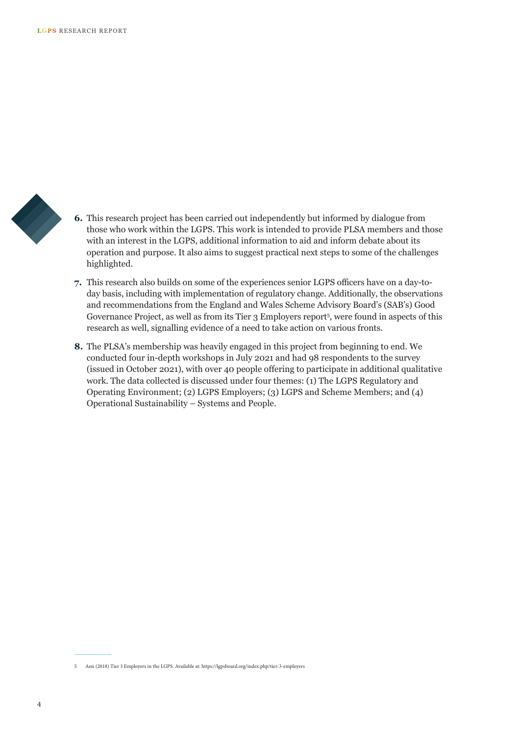6. This research project has been carried out independently but informed by dialogue from those who work within the LGPS. This work is intended to provide PLSA members and those with an interest in the LGPS, additional information to aid and inform debate about its operation and purpose. It also aims to suggest practical next steps to some of the challenges highlighted.

7. This research also builds on some of the experiences senior LGPS officers have on a day-to-day basis, including with implementation of regulatory change. Additionally, the observations and recommendations from the England and Wales Scheme Advisory Board's (SAB's) Good Governance Project, as well as from its Tier 3 Employers report[5], were found in aspects of this research as well, signalling evidence of a need to take action on various fronts.

8. The PLSA's membership was heavily engaged in this project from beginning to end. We conducted four in-depth workshops in July 2021 and had 98 respondents to the survey (issued in October 2021), with over 40 people offering to participate in additional qualitative work. The data collected is discussed under four themes: (1) The LGPS Regulatory and Operating Environment; (2) LGPS Employers; (3) LGPS and Scheme Members; and (4) Operational Sustainability – Systems and People.

---

5 Aon (2018) Tier 3 Employers in the LGPS. Available at: https://lgpsboard.org/index.php/tier-3-employers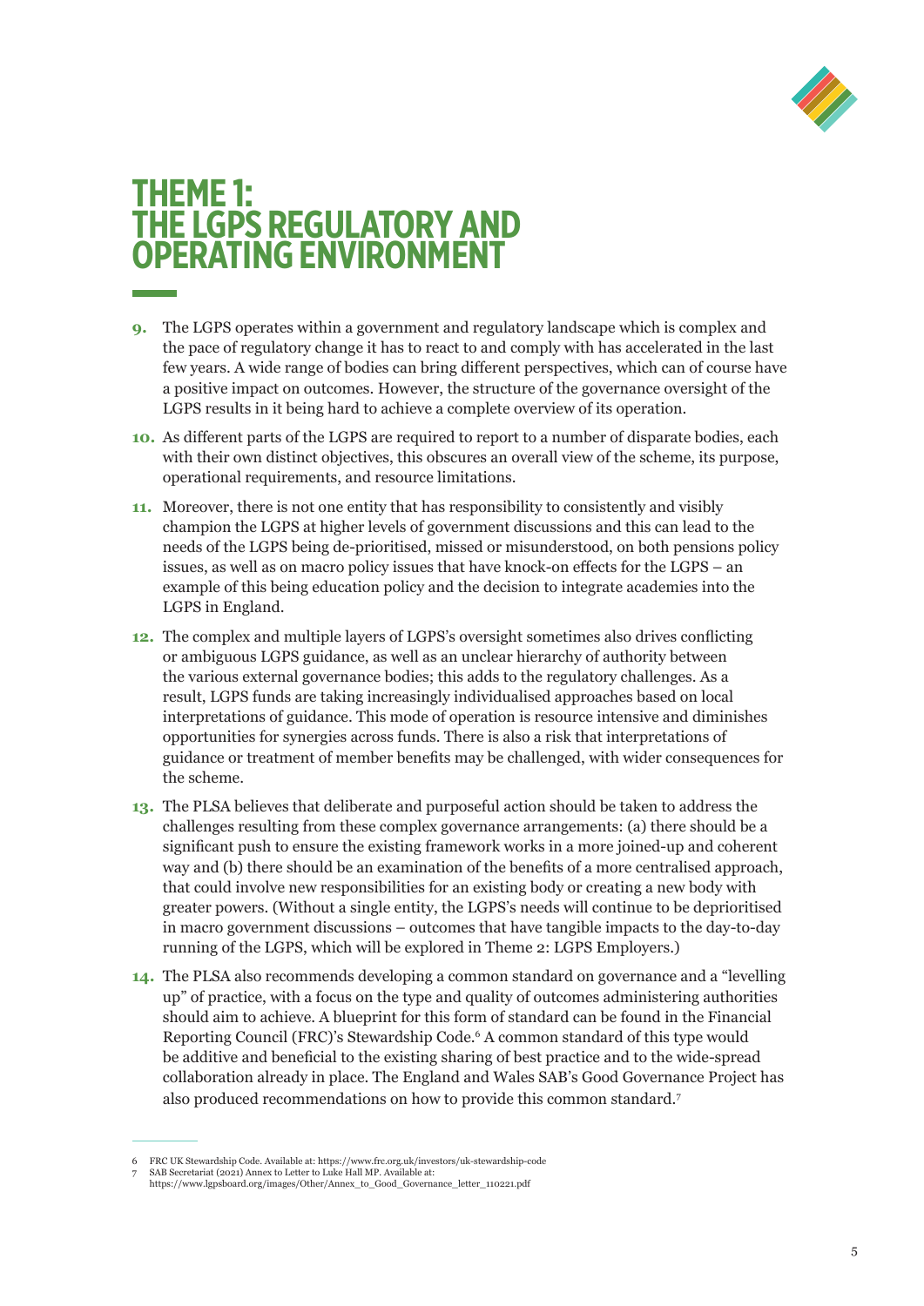# THEME 1: THE LGPS REGULATORY AND OPERATING ENVIRONMENT

**9.** The LGPS operates within a government and regulatory landscape which is complex and the pace of regulatory change it has to react to and comply with has accelerated in the last few years. A wide range of bodies can bring different perspectives, which can of course have a positive impact on outcomes. However, the structure of the governance oversight of the LGPS results in it being hard to achieve a complete overview of its operation.

**10.** As different parts of the LGPS are required to report to a number of disparate bodies, each with their own distinct objectives, this obscures an overall view of the scheme, its purpose, operational requirements, and resource limitations.

**11.** Moreover, there is not one entity that has responsibility to consistently and visibly champion the LGPS at higher levels of government discussions and this can lead to the needs of the LGPS being de-prioritised, missed or misunderstood, on both pensions policy issues, as well as on macro policy issues that have knock-on effects for the LGPS – an example of this being education policy and the decision to integrate academies into the LGPS in England.

**12.** The complex and multiple layers of LGPS's oversight sometimes also drives conflicting or ambiguous LGPS guidance, as well as an unclear hierarchy of authority between the various external governance bodies; this adds to the regulatory challenges. As a result, LGPS funds are taking increasingly individualised approaches based on local interpretations of guidance. This mode of operation is resource intensive and diminishes opportunities for synergies across funds. There is also a risk that interpretations of guidance or treatment of member benefits may be challenged, with wider consequences for the scheme.

**13.** The PLSA believes that deliberate and purposeful action should be taken to address the challenges resulting from these complex governance arrangements: (a) there should be a significant push to ensure the existing framework works in a more joined-up and coherent way and (b) there should be an examination of the benefits of a more centralised approach, that could involve new responsibilities for an existing body or creating a new body with greater powers. (Without a single entity, the LGPS's needs will continue to be deprioritised in macro government discussions – outcomes that have tangible impacts to the day-to-day running of the LGPS, which will be explored in Theme 2: LGPS Employers.)

**14.** The PLSA also recommends developing a common standard on governance and a "levelling up" of practice, with a focus on the type and quality of outcomes administering authorities should aim to achieve. A blueprint for this form of standard can be found in the Financial Reporting Council (FRC)'s Stewardship Code.[6] A common standard of this type would be additive and beneficial to the existing sharing of best practice and to the wide-spread collaboration already in place. The England and Wales SAB's Good Governance Project has also produced recommendations on how to provide this common standard.[7]

---

6 FRC UK Stewardship Code. Available at: https://www.frc.org.uk/investors/uk-stewardship-code

7 SAB Secretariat (2021) Annex to Letter to Luke Hall MP. Available at: https://www.lgpsboard.org/images/Other/Annex_to_Good_Governance_letter_110221.pdf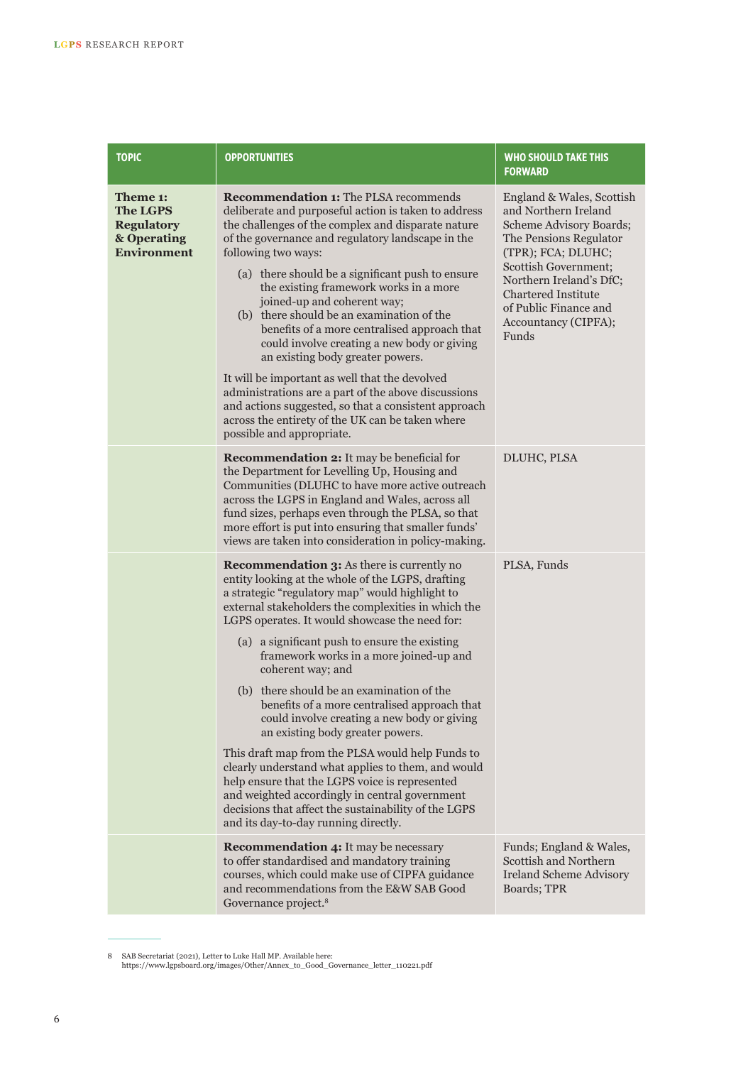| TOPIC | OPPORTUNITIES | WHO SHOULD TAKE THIS FORWARD |
|---|---|---|
| **Theme 1: The LGPS Regulatory & Operating Environment** | **Recommendation 1:** The PLSA recommends deliberate and purposeful action is taken to address the challenges of the complex and disparate nature of the governance and regulatory landscape in the following two ways:<br><br>(a) there should be a significant push to ensure the existing framework works in a more joined-up and coherent way;<br>(b) there should be an examination of the benefits of a more centralised approach that could involve creating a new body or giving an existing body greater powers.<br><br>It will be important as well that the devolved administrations are a part of the above discussions and actions suggested, so that a consistent approach across the entirety of the UK can be taken where possible and appropriate. | England & Wales, Scottish and Northern Ireland Scheme Advisory Boards; The Pensions Regulator (TPR); FCA; DLUHC; Scottish Government; Northern Ireland's DfC; Chartered Institute of Public Finance and Accountancy (CIPFA); Funds |
| | **Recommendation 2:** It may be beneficial for the Department for Levelling Up, Housing and Communities (DLUHC to have more active outreach across the LGPS in England and Wales, across all fund sizes, perhaps even through the PLSA, so that more effort is put into ensuring that smaller funds' views are taken into consideration in policy-making. | DLUHC, PLSA |
| | **Recommendation 3:** As there is currently no entity looking at the whole of the LGPS, drafting a strategic "regulatory map" would highlight to external stakeholders the complexities in which the LGPS operates. It would showcase the need for:<br><br>(a) a significant push to ensure the existing framework works in a more joined-up and coherent way; and<br><br>(b) there should be an examination of the benefits of a more centralised approach that could involve creating a new body or giving an existing body greater powers.<br><br>This draft map from the PLSA would help Funds to clearly understand what applies to them, and would help ensure that the LGPS voice is represented and weighted accordingly in central government decisions that affect the sustainability of the LGPS and its day-to-day running directly. | PLSA, Funds |
| | **Recommendation 4:** It may be necessary to offer standardised and mandatory training courses, which could make use of CIPFA guidance and recommendations from the E&W SAB Good Governance project.[8] | Funds; England & Wales, Scottish and Northern Ireland Scheme Advisory Boards; TPR |

8 SAB Secretariat (2021), Letter to Luke Hall MP. Available here: https://www.lgpsboard.org/images/Other/Annex_to_Good_Governance_letter_110221.pdf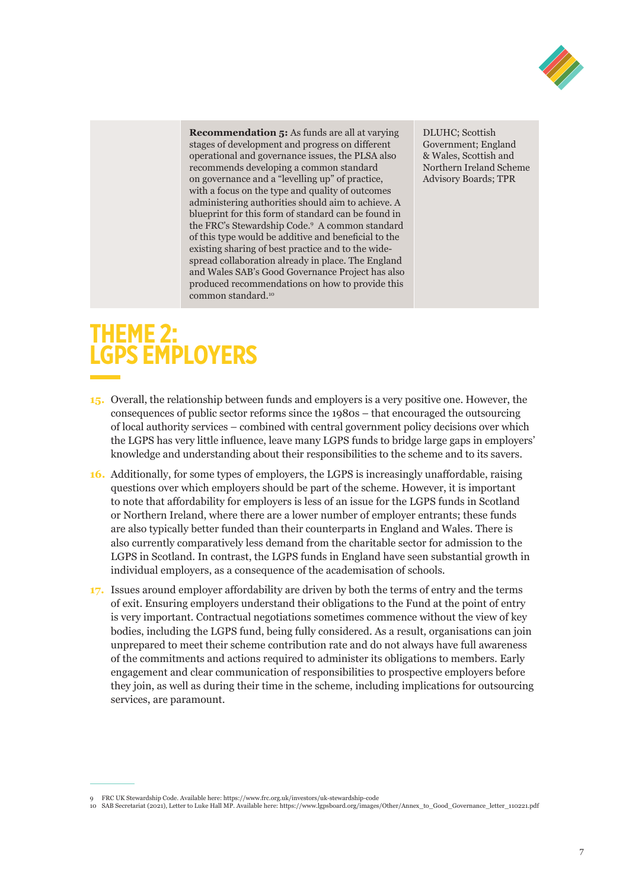| | | |
|---|---|---|
| | **Recommendation 5:** As funds are all at varying stages of development and progress on different operational and governance issues, the PLSA also recommends developing a common standard on governance and a "levelling up" of practice, with a focus on the type and quality of outcomes administering authorities should aim to achieve. A blueprint for this form of standard can be found in the FRC's Stewardship Code.[9] A common standard of this type would be additive and beneficial to the existing sharing of best practice and to the wide-spread collaboration already in place. The England and Wales SAB's Good Governance Project has also produced recommendations on how to provide this common standard.[10] | DLUHC; Scottish Government; England & Wales, Scottish and Northern Ireland Scheme Advisory Boards; TPR |

# THEME 2: LGPS EMPLOYERS

15. Overall, the relationship between funds and employers is a very positive one. However, the consequences of public sector reforms since the 1980s – that encouraged the outsourcing of local authority services – combined with central government policy decisions over which the LGPS has very little influence, leave many LGPS funds to bridge large gaps in employers' knowledge and understanding about their responsibilities to the scheme and to its savers.

16. Additionally, for some types of employers, the LGPS is increasingly unaffordable, raising questions over which employers should be part of the scheme. However, it is important to note that affordability for employers is less of an issue for the LGPS funds in Scotland or Northern Ireland, where there are a lower number of employer entrants; these funds are also typically better funded than their counterparts in England and Wales. There is also currently comparatively less demand from the charitable sector for admission to the LGPS in Scotland. In contrast, the LGPS funds in England have seen substantial growth in individual employers, as a consequence of the academisation of schools.

17. Issues around employer affordability are driven by both the terms of entry and the terms of exit. Ensuring employers understand their obligations to the Fund at the point of entry is very important. Contractual negotiations sometimes commence without the view of key bodies, including the LGPS fund, being fully considered. As a result, organisations can join unprepared to meet their scheme contribution rate and do not always have full awareness of the commitments and actions required to administer its obligations to members. Early engagement and clear communication of responsibilities to prospective employers before they join, as well as during their time in the scheme, including implications for outsourcing services, are paramount.

---

9 FRC UK Stewardship Code. Available here: https://www.frc.org.uk/investors/uk-stewardship-code

10 SAB Secretariat (2021), Letter to Luke Hall MP. Available here: https://www.lgpsboard.org/images/Other/Annex_to_Good_Governance_letter_110221.pdf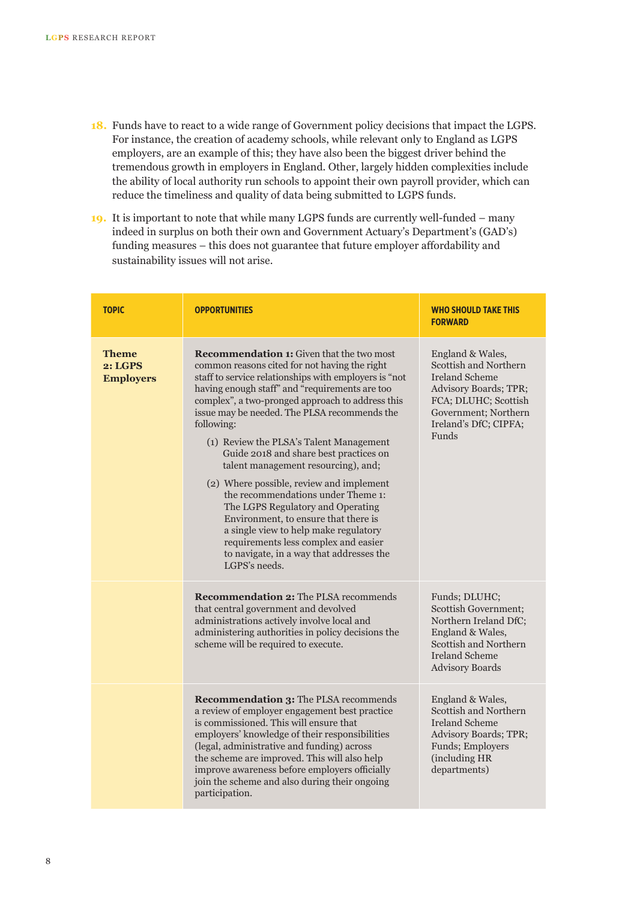18. Funds have to react to a wide range of Government policy decisions that impact the LGPS. For instance, the creation of academy schools, while relevant only to England as LGPS employers, are an example of this; they have also been the biggest driver behind the tremendous growth in employers in England. Other, largely hidden complexities include the ability of local authority run schools to appoint their own payroll provider, which can reduce the timeliness and quality of data being submitted to LGPS funds.

19. It is important to note that while many LGPS funds are currently well-funded – many indeed in surplus on both their own and Government Actuary's Department's (GAD's) funding measures – this does not guarantee that future employer affordability and sustainability issues will not arise.

| TOPIC | OPPORTUNITIES | WHO SHOULD TAKE THIS FORWARD |
|---|---|---|
| **Theme 2: LGPS Employers** | **Recommendation 1:** Given that the two most common reasons cited for not having the right staff to service relationships with employers is "not having enough staff" and "requirements are too complex", a two-pronged approach to address this issue may be needed. The PLSA recommends the following: (1) Review the PLSA's Talent Management Guide 2018 and share best practices on talent management resourcing), and; (2) Where possible, review and implement the recommendations under Theme 1: The LGPS Regulatory and Operating Environment, to ensure that there is a single view to help make regulatory requirements less complex and easier to navigate, in a way that addresses the LGPS's needs. | England & Wales, Scottish and Northern Ireland Scheme Advisory Boards; TPR; FCA; DLUHC; Scottish Government; Northern Ireland's DfC; CIPFA; Funds |
| | **Recommendation 2:** The PLSA recommends that central government and devolved administrations actively involve local and administering authorities in policy decisions the scheme will be required to execute. | Funds; DLUHC; Scottish Government; Northern Ireland DfC; England & Wales, Scottish and Northern Ireland Scheme Advisory Boards |
| | **Recommendation 3:** The PLSA recommends a review of employer engagement best practice is commissioned. This will ensure that employers' knowledge of their responsibilities (legal, administrative and funding) across the scheme are improved. This will also help improve awareness before employers officially join the scheme and also during their ongoing participation. | England & Wales, Scottish and Northern Ireland Scheme Advisory Boards; TPR; Funds; Employers (including HR departments) |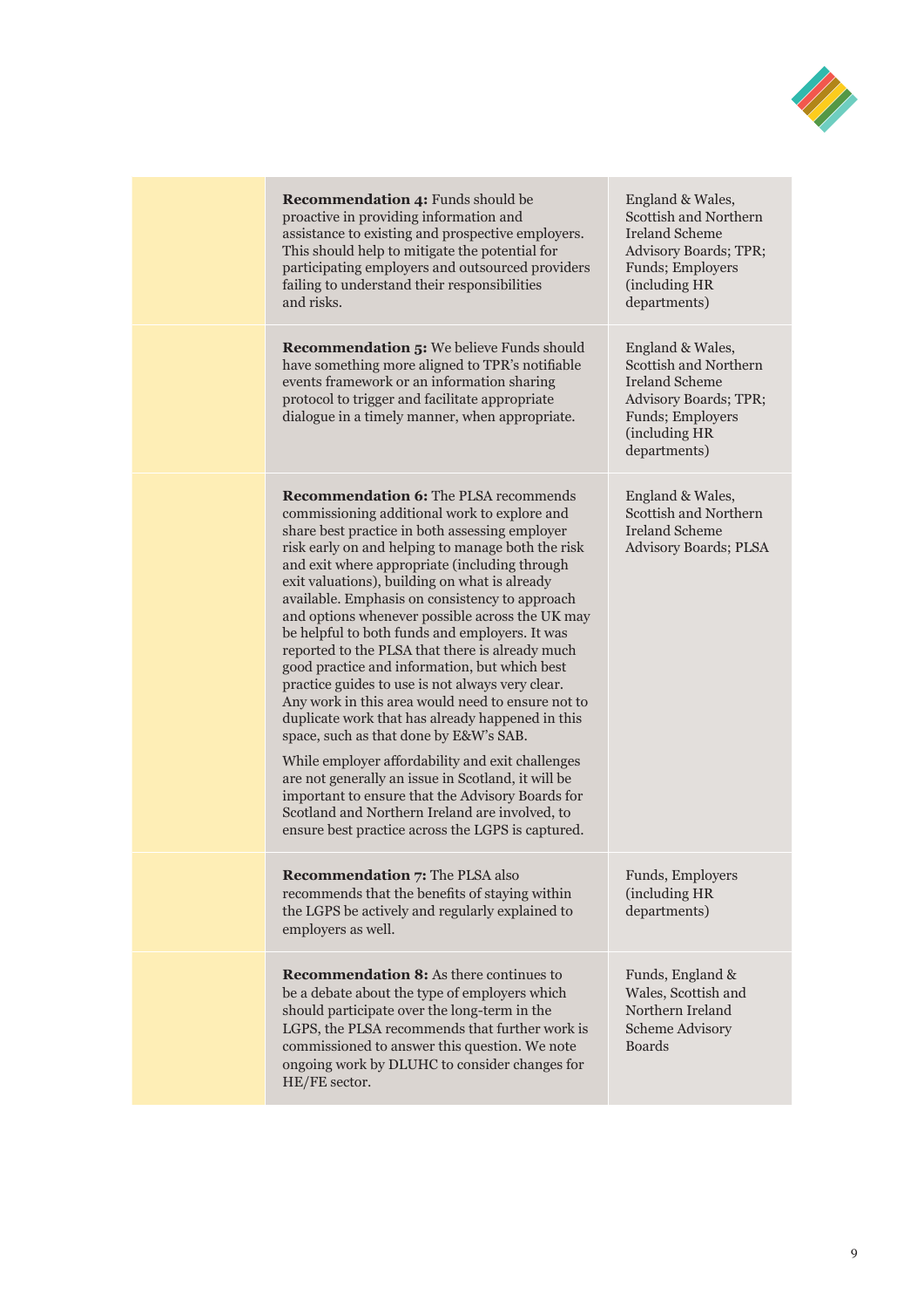| | | |
|---|---|---|
| | **Recommendation 4:** Funds should be proactive in providing information and assistance to existing and prospective employers. This should help to mitigate the potential for participating employers and outsourced providers failing to understand their responsibilities and risks. | England & Wales, Scottish and Northern Ireland Scheme Advisory Boards; TPR; Funds; Employers (including HR departments) |
| | **Recommendation 5:** We believe Funds should have something more aligned to TPR's notifiable events framework or an information sharing protocol to trigger and facilitate appropriate dialogue in a timely manner, when appropriate. | England & Wales, Scottish and Northern Ireland Scheme Advisory Boards; TPR; Funds; Employers (including HR departments) |
| | **Recommendation 6:** The PLSA recommends commissioning additional work to explore and share best practice in both assessing employer risk early on and helping to manage both the risk and exit where appropriate (including through exit valuations), building on what is already available. Emphasis on consistency to approach and options whenever possible across the UK may be helpful to both funds and employers. It was reported to the PLSA that there is already much good practice and information, but which best practice guides to use is not always very clear. Any work in this area would need to ensure not to duplicate work that has already happened in this space, such as that done by E&W's SAB.<br><br>While employer affordability and exit challenges are not generally an issue in Scotland, it will be important to ensure that the Advisory Boards for Scotland and Northern Ireland are involved, to ensure best practice across the LGPS is captured. | England & Wales, Scottish and Northern Ireland Scheme Advisory Boards; PLSA |
| | **Recommendation 7:** The PLSA also recommends that the benefits of staying within the LGPS be actively and regularly explained to employers as well. | Funds, Employers (including HR departments) |
| | **Recommendation 8:** As there continues to be a debate about the type of employers which should participate over the long-term in the LGPS, the PLSA recommends that further work is commissioned to answer this question. We note ongoing work by DLUHC to consider changes for HE/FE sector. | Funds, England & Wales, Scottish and Northern Ireland Scheme Advisory Boards |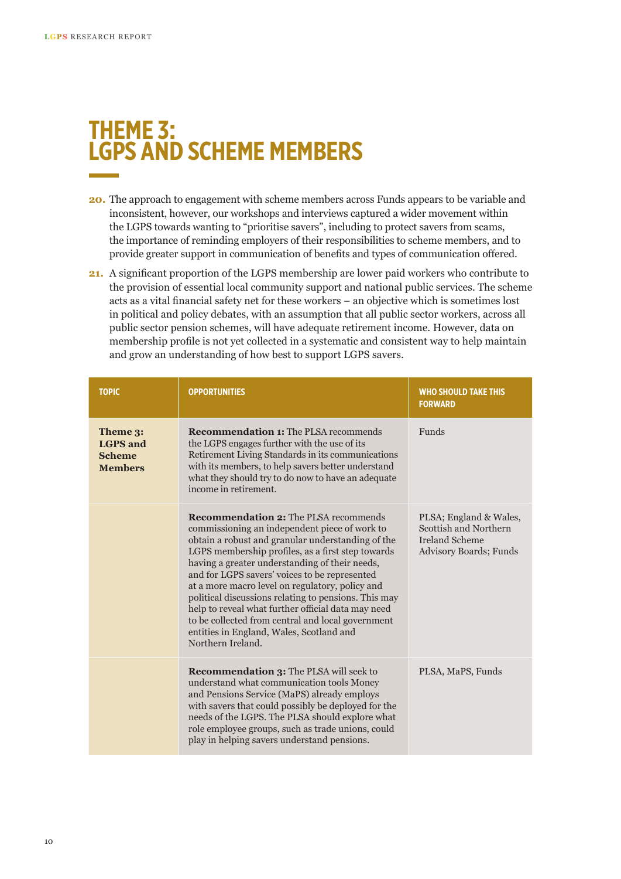# THEME 3: LGPS AND SCHEME MEMBERS

**20.** The approach to engagement with scheme members across Funds appears to be variable and inconsistent, however, our workshops and interviews captured a wider movement within the LGPS towards wanting to "prioritise savers", including to protect savers from scams, the importance of reminding employers of their responsibilities to scheme members, and to provide greater support in communication of benefits and types of communication offered.

**21.** A significant proportion of the LGPS membership are lower paid workers who contribute to the provision of essential local community support and national public services. The scheme acts as a vital financial safety net for these workers – an objective which is sometimes lost in political and policy debates, with an assumption that all public sector workers, across all public sector pension schemes, will have adequate retirement income. However, data on membership profile is not yet collected in a systematic and consistent way to help maintain and grow an understanding of how best to support LGPS savers.

| TOPIC | OPPORTUNITIES | WHO SHOULD TAKE THIS FORWARD |
|---|---|---|
| **Theme 3: LGPS and Scheme Members** | **Recommendation 1:** The PLSA recommends the LGPS engages further with the use of its Retirement Living Standards in its communications with its members, to help savers better understand what they should try to do now to have an adequate income in retirement. | Funds |
| | **Recommendation 2:** The PLSA recommends commissioning an independent piece of work to obtain a robust and granular understanding of the LGPS membership profiles, as a first step towards having a greater understanding of their needs, and for LGPS savers' voices to be represented at a more macro level on regulatory, policy and political discussions relating to pensions. This may help to reveal what further official data may need to be collected from central and local government entities in England, Wales, Scotland and Northern Ireland. | PLSA; England & Wales, Scottish and Northern Ireland Scheme Advisory Boards; Funds |
| | **Recommendation 3:** The PLSA will seek to understand what communication tools Money and Pensions Service (MaPS) already employs with savers that could possibly be deployed for the needs of the LGPS. The PLSA should explore what role employee groups, such as trade unions, could play in helping savers understand pensions. | PLSA, MaPS, Funds |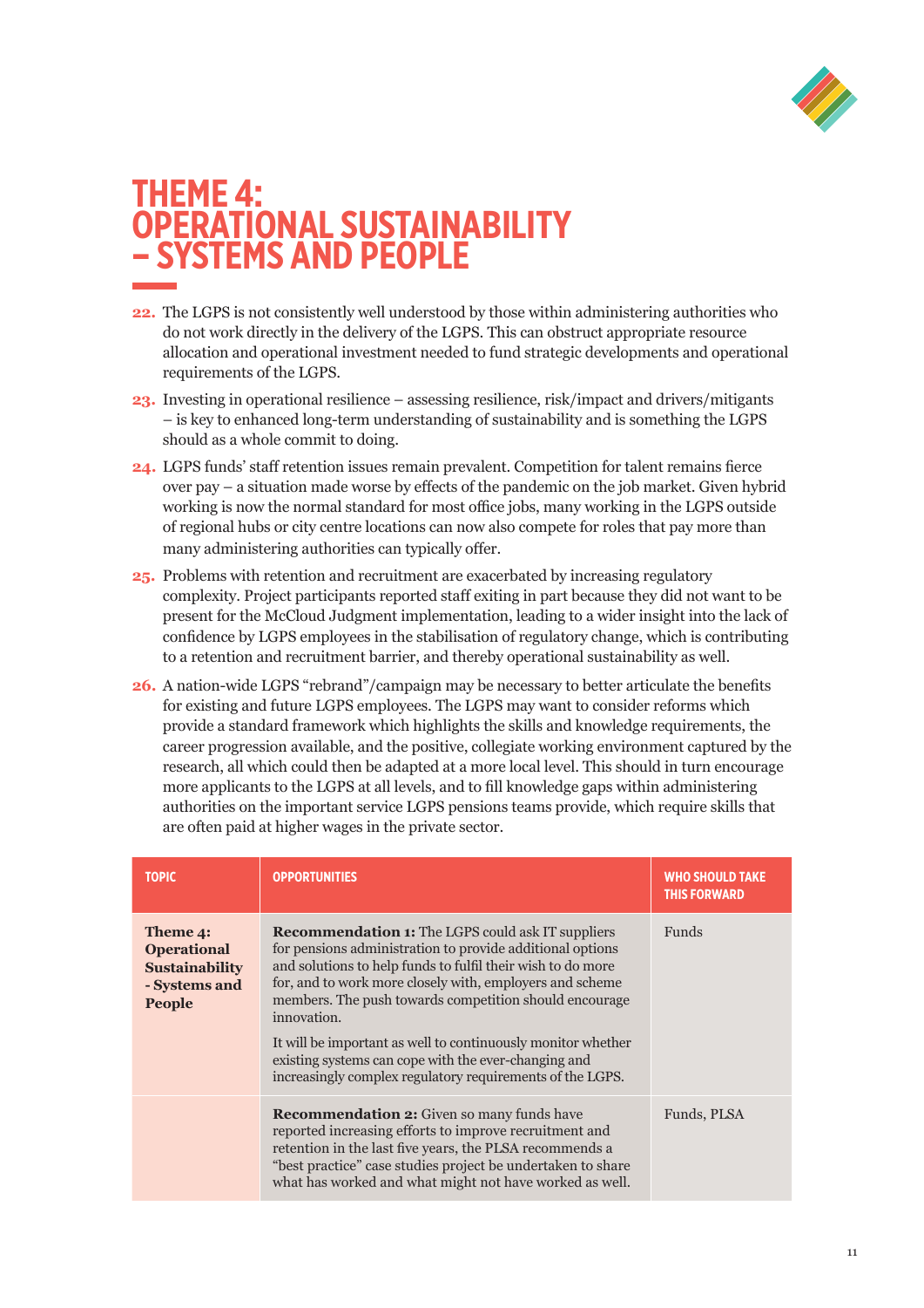# THEME 4: OPERATIONAL SUSTAINABILITY – SYSTEMS AND PEOPLE

22. The LGPS is not consistently well understood by those within administering authorities who do not work directly in the delivery of the LGPS. This can obstruct appropriate resource allocation and operational investment needed to fund strategic developments and operational requirements of the LGPS.

23. Investing in operational resilience – assessing resilience, risk/impact and drivers/mitigants – is key to enhanced long-term understanding of sustainability and is something the LGPS should as a whole commit to doing.

24. LGPS funds' staff retention issues remain prevalent. Competition for talent remains fierce over pay – a situation made worse by effects of the pandemic on the job market. Given hybrid working is now the normal standard for most office jobs, many working in the LGPS outside of regional hubs or city centre locations can now also compete for roles that pay more than many administering authorities can typically offer.

25. Problems with retention and recruitment are exacerbated by increasing regulatory complexity. Project participants reported staff exiting in part because they did not want to be present for the McCloud Judgment implementation, leading to a wider insight into the lack of confidence by LGPS employees in the stabilisation of regulatory change, which is contributing to a retention and recruitment barrier, and thereby operational sustainability as well.

26. A nation-wide LGPS "rebrand"/campaign may be necessary to better articulate the benefits for existing and future LGPS employees. The LGPS may want to consider reforms which provide a standard framework which highlights the skills and knowledge requirements, the career progression available, and the positive, collegiate working environment captured by the research, all which could then be adapted at a more local level. This should in turn encourage more applicants to the LGPS at all levels, and to fill knowledge gaps within administering authorities on the important service LGPS pensions teams provide, which require skills that are often paid at higher wages in the private sector.

| TOPIC | OPPORTUNITIES | WHO SHOULD TAKE THIS FORWARD |
|---|---|---|
| **Theme 4: Operational Sustainability - Systems and People** | **Recommendation 1:** The LGPS could ask IT suppliers for pensions administration to provide additional options and solutions to help funds to fulfil their wish to do more for, and to work more closely with, employers and scheme members. The push towards competition should encourage innovation.<br><br>It will be important as well to continuously monitor whether existing systems can cope with the ever-changing and increasingly complex regulatory requirements of the LGPS. | Funds |
| | **Recommendation 2:** Given so many funds have reported increasing efforts to improve recruitment and retention in the last five years, the PLSA recommends a "best practice" case studies project be undertaken to share what has worked and what might not have worked as well. | Funds, PLSA |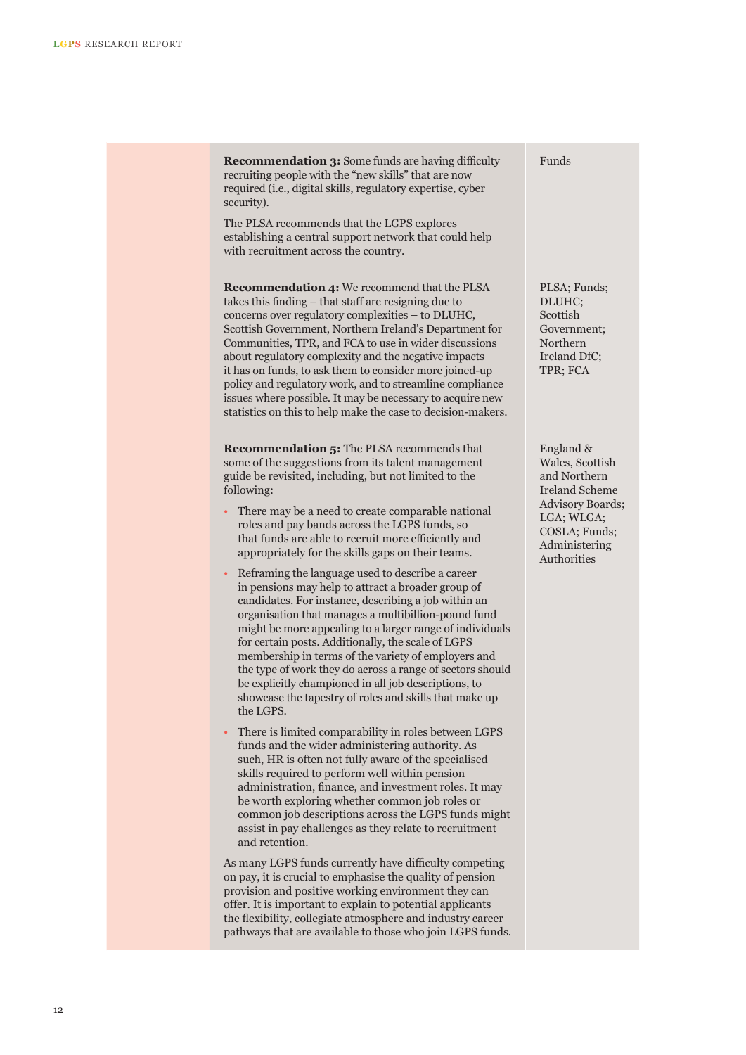| | | |
|---|---|---|
| | **Recommendation 3:** Some funds are having difficulty recruiting people with the "new skills" that are now required (i.e., digital skills, regulatory expertise, cyber security).<br><br>The PLSA recommends that the LGPS explores establishing a central support network that could help with recruitment across the country. | Funds |
| | **Recommendation 4:** We recommend that the PLSA takes this finding – that staff are resigning due to concerns over regulatory complexities – to DLUHC, Scottish Government, Northern Ireland's Department for Communities, TPR, and FCA to use in wider discussions about regulatory complexity and the negative impacts it has on funds, to ask them to consider more joined-up policy and regulatory work, and to streamline compliance issues where possible. It may be necessary to acquire new statistics on this to help make the case to decision-makers. | PLSA; Funds; DLUHC; Scottish Government; Northern Ireland DfC; TPR; FCA |
| | **Recommendation 5:** The PLSA recommends that some of the suggestions from its talent management guide be revisited, including, but not limited to the following:<br><br>• There may be a need to create comparable national roles and pay bands across the LGPS funds, so that funds are able to recruit more efficiently and appropriately for the skills gaps on their teams.<br><br>• Reframing the language used to describe a career in pensions may help to attract a broader group of candidates. For instance, describing a job within an organisation that manages a multibillion-pound fund might be more appealing to a larger range of individuals for certain posts. Additionally, the scale of LGPS membership in terms of the variety of employers and the type of work they do across a range of sectors should be explicitly championed in all job descriptions, to showcase the tapestry of roles and skills that make up the LGPS.<br><br>• There is limited comparability in roles between LGPS funds and the wider administering authority. As such, HR is often not fully aware of the specialised skills required to perform well within pension administration, finance, and investment roles. It may be worth exploring whether common job roles or common job descriptions across the LGPS funds might assist in pay challenges as they relate to recruitment and retention.<br><br>As many LGPS funds currently have difficulty competing on pay, it is crucial to emphasise the quality of pension provision and positive working environment they can offer. It is important to explain to potential applicants the flexibility, collegiate atmosphere and industry career pathways that are available to those who join LGPS funds. | England & Wales, Scottish and Northern Ireland Scheme Advisory Boards; LGA; WLGA; COSLA; Funds; Administering Authorities |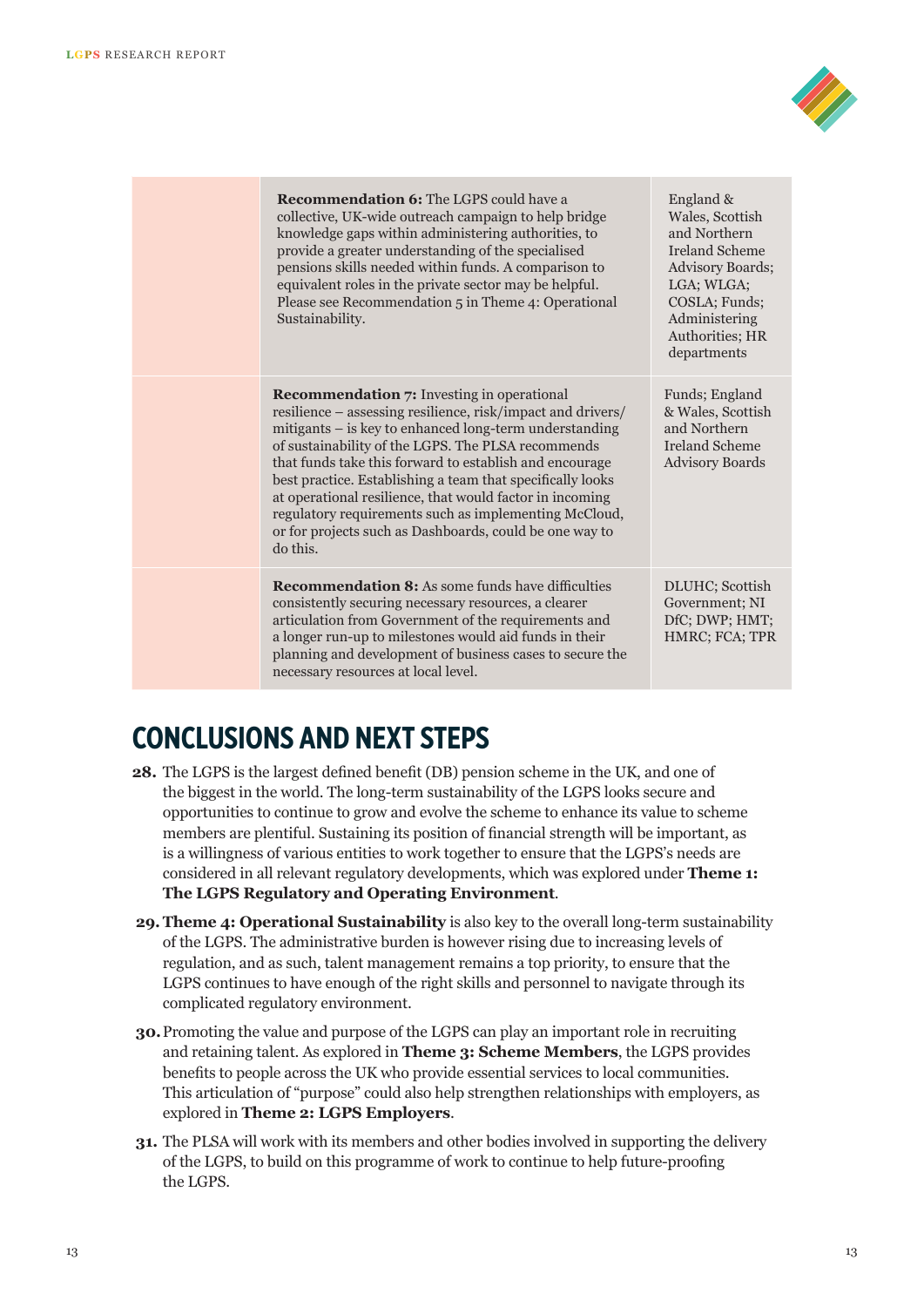| | | |
|---|---|---|
| | **Recommendation 6:** The LGPS could have a collective, UK-wide outreach campaign to help bridge knowledge gaps within administering authorities, to provide a greater understanding of the specialised pensions skills needed within funds. A comparison to equivalent roles in the private sector may be helpful. Please see Recommendation 5 in Theme 4: Operational Sustainability. | England & Wales, Scottish and Northern Ireland Scheme Advisory Boards; LGA; WLGA; COSLA; Funds; Administering Authorities; HR departments |
| | **Recommendation 7:** Investing in operational resilience – assessing resilience, risk/impact and drivers/ mitigants – is key to enhanced long-term understanding of sustainability of the LGPS. The PLSA recommends that funds take this forward to establish and encourage best practice. Establishing a team that specifically looks at operational resilience, that would factor in incoming regulatory requirements such as implementing McCloud, or for projects such as Dashboards, could be one way to do this. | Funds; England & Wales, Scottish and Northern Ireland Scheme Advisory Boards |
| | **Recommendation 8:** As some funds have difficulties consistently securing necessary resources, a clearer articulation from Government of the requirements and a longer run-up to milestones would aid funds in their planning and development of business cases to secure the necessary resources at local level. | DLUHC; Scottish Government; NI DfC; DWP; HMT; HMRC; FCA; TPR |

## CONCLUSIONS AND NEXT STEPS

**28.** The LGPS is the largest defined benefit (DB) pension scheme in the UK, and one of the biggest in the world. The long-term sustainability of the LGPS looks secure and opportunities to continue to grow and evolve the scheme to enhance its value to scheme members are plentiful. Sustaining its position of financial strength will be important, as is a willingness of various entities to work together to ensure that the LGPS's needs are considered in all relevant regulatory developments, which was explored under **Theme 1: The LGPS Regulatory and Operating Environment**.

**29.** **Theme 4: Operational Sustainability** is also key to the overall long-term sustainability of the LGPS. The administrative burden is however rising due to increasing levels of regulation, and as such, talent management remains a top priority, to ensure that the LGPS continues to have enough of the right skills and personnel to navigate through its complicated regulatory environment.

**30.** Promoting the value and purpose of the LGPS can play an important role in recruiting and retaining talent. As explored in **Theme 3: Scheme Members**, the LGPS provides benefits to people across the UK who provide essential services to local communities. This articulation of "purpose" could also help strengthen relationships with employers, as explored in **Theme 2: LGPS Employers**.

**31.** The PLSA will work with its members and other bodies involved in supporting the delivery of the LGPS, to build on this programme of work to continue to help future-proofing the LGPS.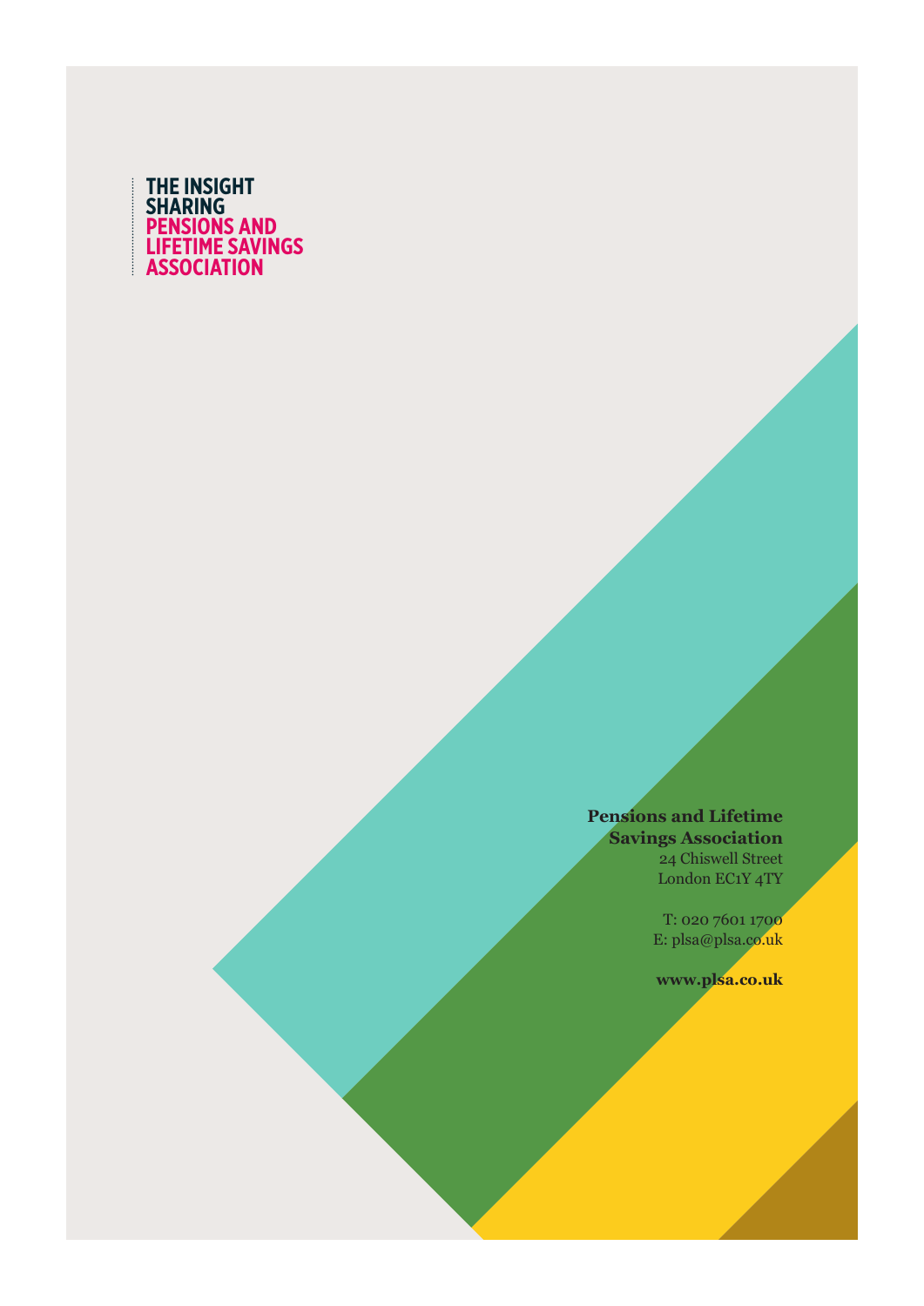THE INSIGHT SHARING
PENSIONS AND LIFETIME SAVINGS ASSOCIATION

**Pensions and Lifetime Savings Association**
24 Chiswell Street
London EC1Y 4TY

T: 020 7601 1700
E: plsa@plsa.co.uk

**www.plsa.co.uk**